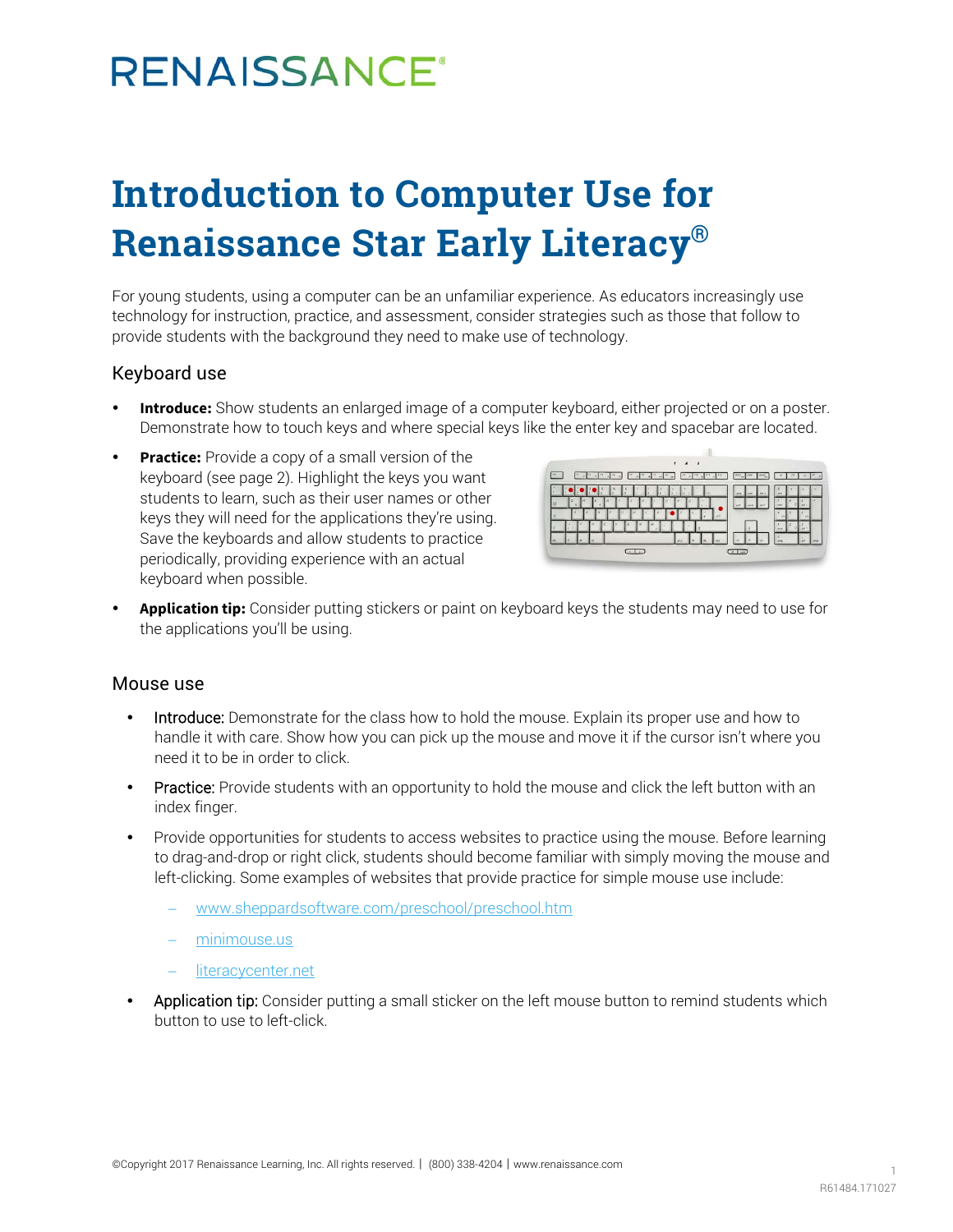RENAISSANCE®

# Introduction to Computer Use for Renaissance Star Early Literacy®

For young students, using a computer can be an unfamiliar experience. As educators increasingly use technology for instruction, practice, and assessment, consider strategies such as those that follow to provide students with the background they need to make use of technology.

## Keyboard use

- **Introduce:** Show students an enlarged image of a computer keyboard, either projected or on a poster. Demonstrate how to touch keys and where special keys like the enter key and spacebar are located.
- **Practice:** Provide a copy of a small version of the keyboard (see page 2). Highlight the keys you want students to learn, such as their user names or other keys they will need for the applications they're using. Save the keyboards and allow students to practice periodically, providing experience with an actual keyboard when possible.
- **Application tip:** Consider putting stickers or paint on keyboard keys the students may need to use for the applications you'll be using.

## Mouse use

- Introduce: Demonstrate for the class how to hold the mouse. Explain its proper use and how to handle it with care. Show how you can pick up the mouse and move it if the cursor isn't where you need it to be in order to click.
- Practice: Provide students with an opportunity to hold the mouse and click the left button with an index finger.
- Provide opportunities for students to access websites to practice using the mouse. Before learning to drag-and-drop or right click, students should become familiar with simply moving the mouse and left-clicking. Some examples of websites that provide practice for simple mouse use include:
  - www.sheppardsoftware.com/preschool/preschool.htm
  - minimouse.us
  - literacycenter.net
- Application tip: Consider putting a small sticker on the left mouse button to remind students which button to use to left-click.

©Copyright 2017 Renaissance Learning, Inc. All rights reserved. | (800) 338-4204 | www.renaissance.com

R61484.171027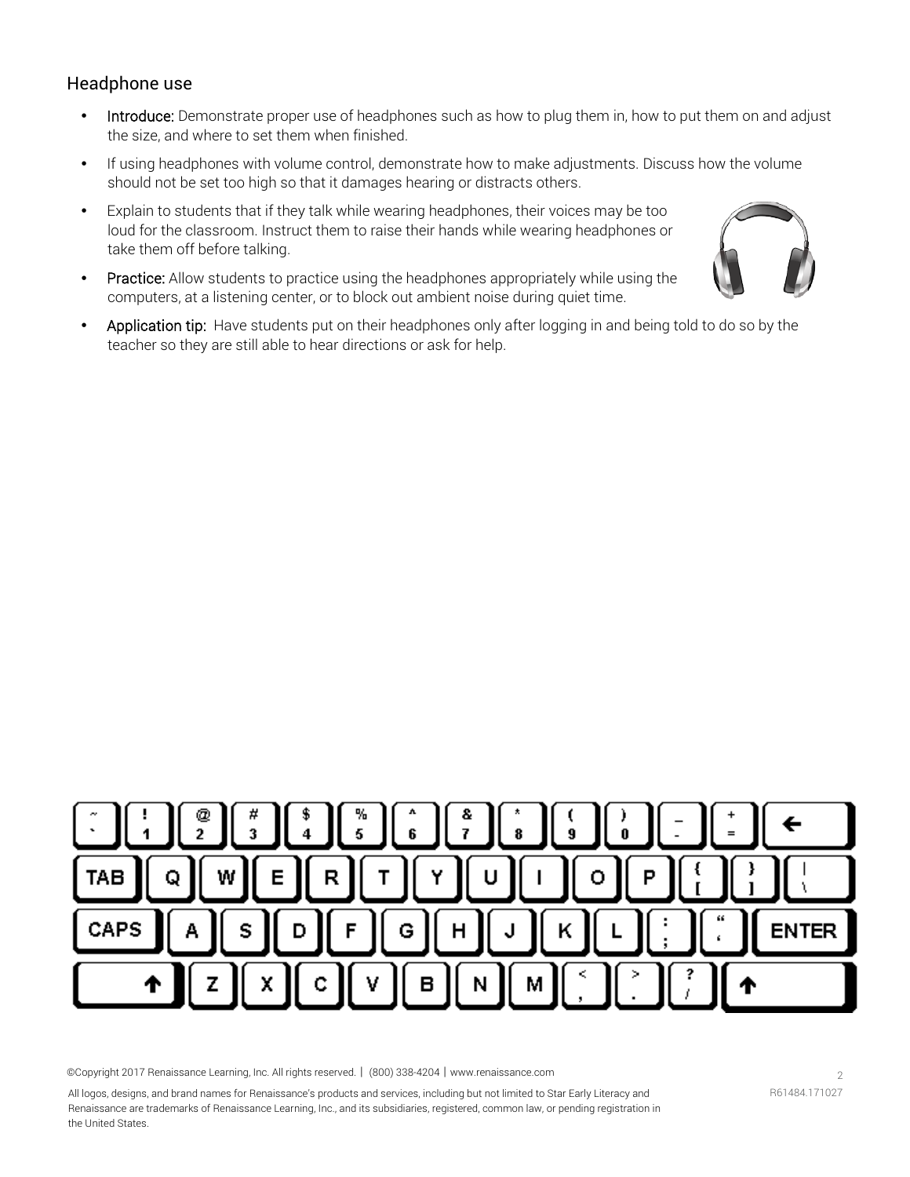## Headphone use

- **Introduce:** Demonstrate proper use of headphones such as how to plug them in, how to put them on and adjust the size, and where to set them when finished.
- If using headphones with volume control, demonstrate how to make adjustments. Discuss how the volume should not be set too high so that it damages hearing or distracts others.
- Explain to students that if they talk while wearing headphones, their voices may be too loud for the classroom. Instruct them to raise their hands while wearing headphones or take them off before talking.
- **Practice:** Allow students to practice using the headphones appropriately while using the computers, at a listening center, or to block out ambient noise during quiet time.
- **Application tip:** Have students put on their headphones only after logging in and being told to do so by the teacher so they are still able to hear directions or ask for help.